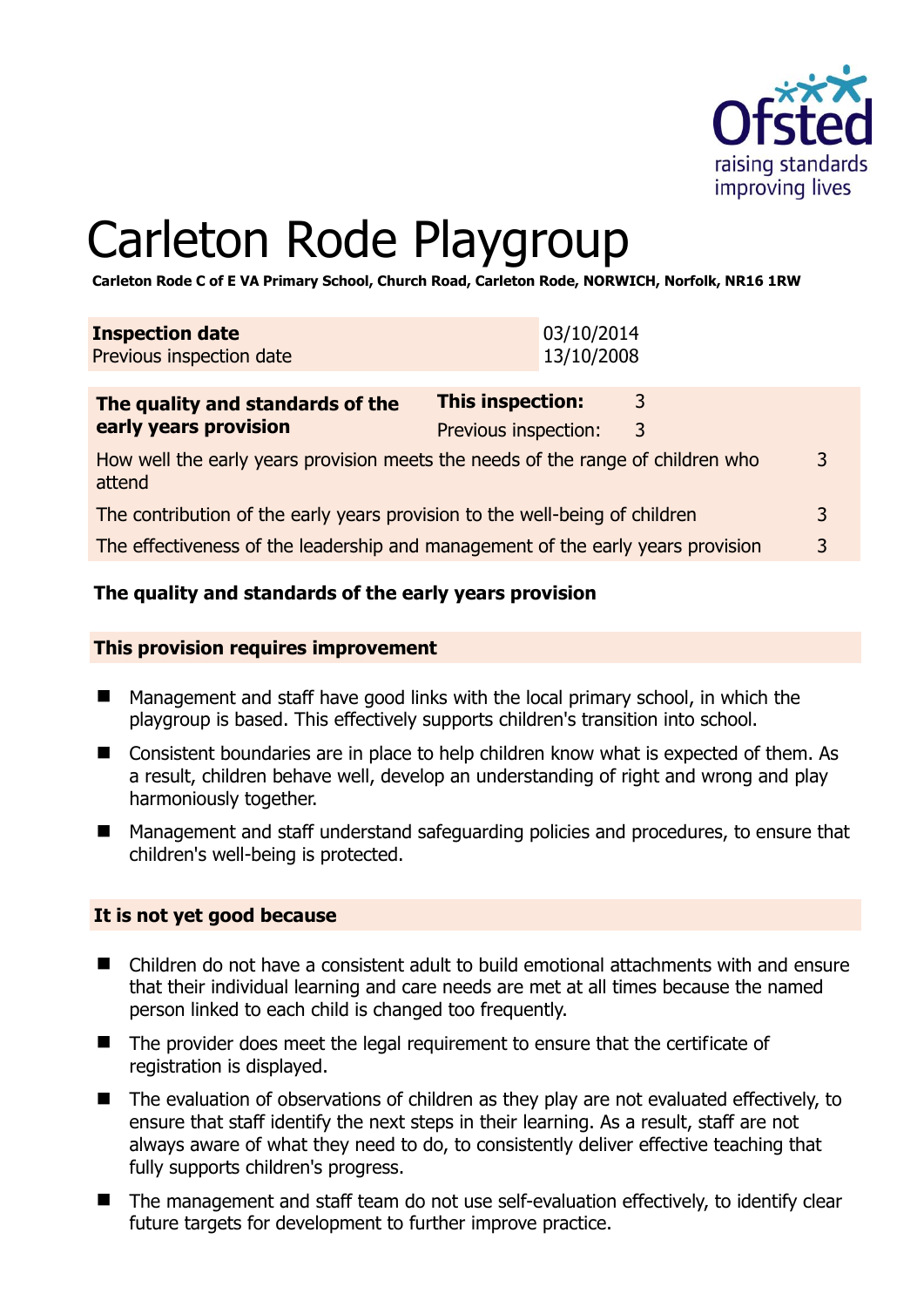# Carleton Rode Playgroup

**Carleton Rode C of E VA Primary School, Church Road, Carleton Rode, NORWICH, Norfolk, NR16 1RW**

| **Inspection date** | 03/10/2014 |
|---|---|
| Previous inspection date | 13/10/2008 |

| **The quality and standards of the early years provision** | **This inspection:** | 3 |
|---|---|---|
| | Previous inspection: | 3 |
| How well the early years provision meets the needs of the range of children who attend | | 3 |
| The contribution of the early years provision to the well-being of children | | 3 |
| The effectiveness of the leadership and management of the early years provision | | 3 |

### The quality and standards of the early years provision

#### This provision requires improvement

- Management and staff have good links with the local primary school, in which the playgroup is based. This effectively supports children's transition into school.
- Consistent boundaries are in place to help children know what is expected of them. As a result, children behave well, develop an understanding of right and wrong and play harmoniously together.
- Management and staff understand safeguarding policies and procedures, to ensure that children's well-being is protected.

#### It is not yet good because

- Children do not have a consistent adult to build emotional attachments with and ensure that their individual learning and care needs are met at all times because the named person linked to each child is changed too frequently.
- The provider does meet the legal requirement to ensure that the certificate of registration is displayed.
- The evaluation of observations of children as they play are not evaluated effectively, to ensure that staff identify the next steps in their learning. As a result, staff are not always aware of what they need to do, to consistently deliver effective teaching that fully supports children's progress.
- The management and staff team do not use self-evaluation effectively, to identify clear future targets for development to further improve practice.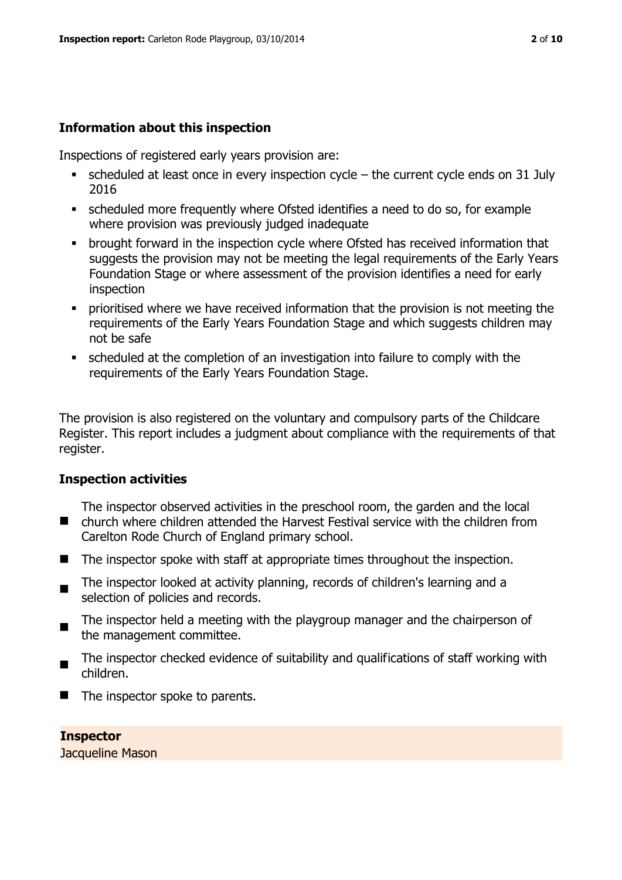## Information about this inspection

Inspections of registered early years provision are:

- scheduled at least once in every inspection cycle – the current cycle ends on 31 July 2016
- scheduled more frequently where Ofsted identifies a need to do so, for example where provision was previously judged inadequate
- brought forward in the inspection cycle where Ofsted has received information that suggests the provision may not be meeting the legal requirements of the Early Years Foundation Stage or where assessment of the provision identifies a need for early inspection
- prioritised where we have received information that the provision is not meeting the requirements of the Early Years Foundation Stage and which suggests children may not be safe
- scheduled at the completion of an investigation into failure to comply with the requirements of the Early Years Foundation Stage.

The provision is also registered on the voluntary and compulsory parts of the Childcare Register. This report includes a judgment about compliance with the requirements of that register.

## Inspection activities

- The inspector observed activities in the preschool room, the garden and the local church where children attended the Harvest Festival service with the children from Carelton Rode Church of England primary school.
- The inspector spoke with staff at appropriate times throughout the inspection.
- The inspector looked at activity planning, records of children's learning and a selection of policies and records.
- The inspector held a meeting with the playgroup manager and the chairperson of the management committee.
- The inspector checked evidence of suitability and qualifications of staff working with children.
- The inspector spoke to parents.

**Inspector**
Jacqueline Mason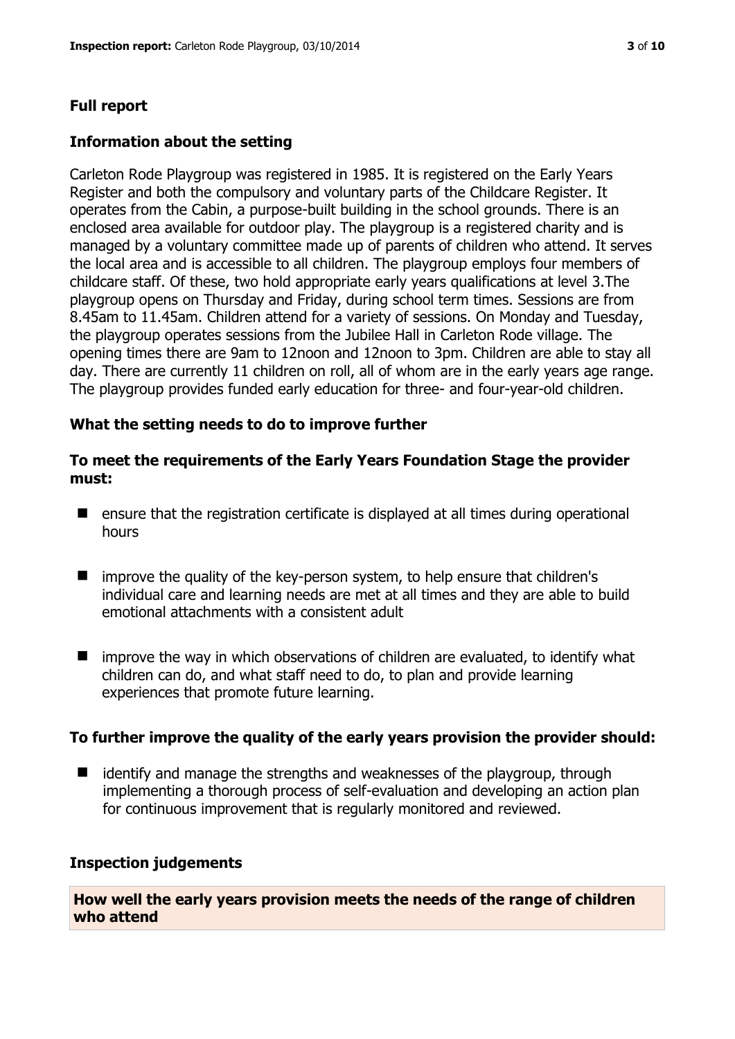## Full report

### Information about the setting

Carleton Rode Playgroup was registered in 1985. It is registered on the Early Years Register and both the compulsory and voluntary parts of the Childcare Register. It operates from the Cabin, a purpose-built building in the school grounds. There is an enclosed area available for outdoor play. The playgroup is a registered charity and is managed by a voluntary committee made up of parents of children who attend. It serves the local area and is accessible to all children. The playgroup employs four members of childcare staff. Of these, two hold appropriate early years qualifications at level 3.The playgroup opens on Thursday and Friday, during school term times. Sessions are from 8.45am to 11.45am. Children attend for a variety of sessions. On Monday and Tuesday, the playgroup operates sessions from the Jubilee Hall in Carleton Rode village. The opening times there are 9am to 12noon and 12noon to 3pm. Children are able to stay all day. There are currently 11 children on roll, all of whom are in the early years age range. The playgroup provides funded early education for three- and four-year-old children.

### What the setting needs to do to improve further

#### To meet the requirements of the Early Years Foundation Stage the provider must:

- ensure that the registration certificate is displayed at all times during operational hours
- improve the quality of the key-person system, to help ensure that children's individual care and learning needs are met at all times and they are able to build emotional attachments with a consistent adult
- improve the way in which observations of children are evaluated, to identify what children can do, and what staff need to do, to plan and provide learning experiences that promote future learning.

#### To further improve the quality of the early years provision the provider should:

- identify and manage the strengths and weaknesses of the playgroup, through implementing a thorough process of self-evaluation and developing an action plan for continuous improvement that is regularly monitored and reviewed.

### Inspection judgements

**How well the early years provision meets the needs of the range of children who attend**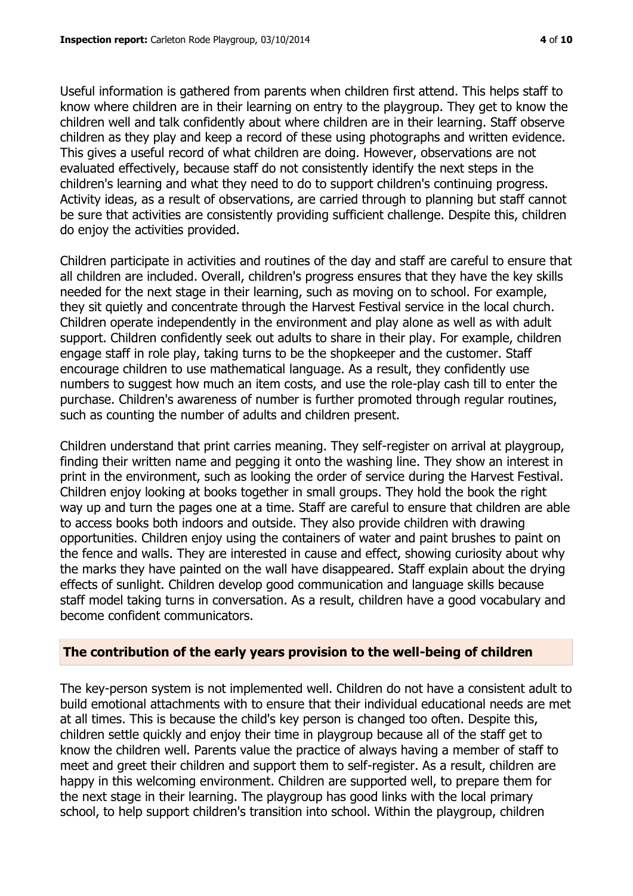Useful information is gathered from parents when children first attend. This helps staff to know where children are in their learning on entry to the playgroup. They get to know the children well and talk confidently about where children are in their learning. Staff observe children as they play and keep a record of these using photographs and written evidence. This gives a useful record of what children are doing. However, observations are not evaluated effectively, because staff do not consistently identify the next steps in the children's learning and what they need to do to support children's continuing progress. Activity ideas, as a result of observations, are carried through to planning but staff cannot be sure that activities are consistently providing sufficient challenge. Despite this, children do enjoy the activities provided.

Children participate in activities and routines of the day and staff are careful to ensure that all children are included. Overall, children's progress ensures that they have the key skills needed for the next stage in their learning, such as moving on to school. For example, they sit quietly and concentrate through the Harvest Festival service in the local church. Children operate independently in the environment and play alone as well as with adult support. Children confidently seek out adults to share in their play. For example, children engage staff in role play, taking turns to be the shopkeeper and the customer. Staff encourage children to use mathematical language. As a result, they confidently use numbers to suggest how much an item costs, and use the role-play cash till to enter the purchase. Children's awareness of number is further promoted through regular routines, such as counting the number of adults and children present.

Children understand that print carries meaning. They self-register on arrival at playgroup, finding their written name and pegging it onto the washing line. They show an interest in print in the environment, such as looking the order of service during the Harvest Festival. Children enjoy looking at books together in small groups. They hold the book the right way up and turn the pages one at a time. Staff are careful to ensure that children are able to access books both indoors and outside. They also provide children with drawing opportunities. Children enjoy using the containers of water and paint brushes to paint on the fence and walls. They are interested in cause and effect, showing curiosity about why the marks they have painted on the wall have disappeared. Staff explain about the drying effects of sunlight. Children develop good communication and language skills because staff model taking turns in conversation. As a result, children have a good vocabulary and become confident communicators.

## The contribution of the early years provision to the well-being of children

The key-person system is not implemented well. Children do not have a consistent adult to build emotional attachments with to ensure that their individual educational needs are met at all times. This is because the child's key person is changed too often. Despite this, children settle quickly and enjoy their time in playgroup because all of the staff get to know the children well. Parents value the practice of always having a member of staff to meet and greet their children and support them to self-register. As a result, children are happy in this welcoming environment. Children are supported well, to prepare them for the next stage in their learning. The playgroup has good links with the local primary school, to help support children's transition into school. Within the playgroup, children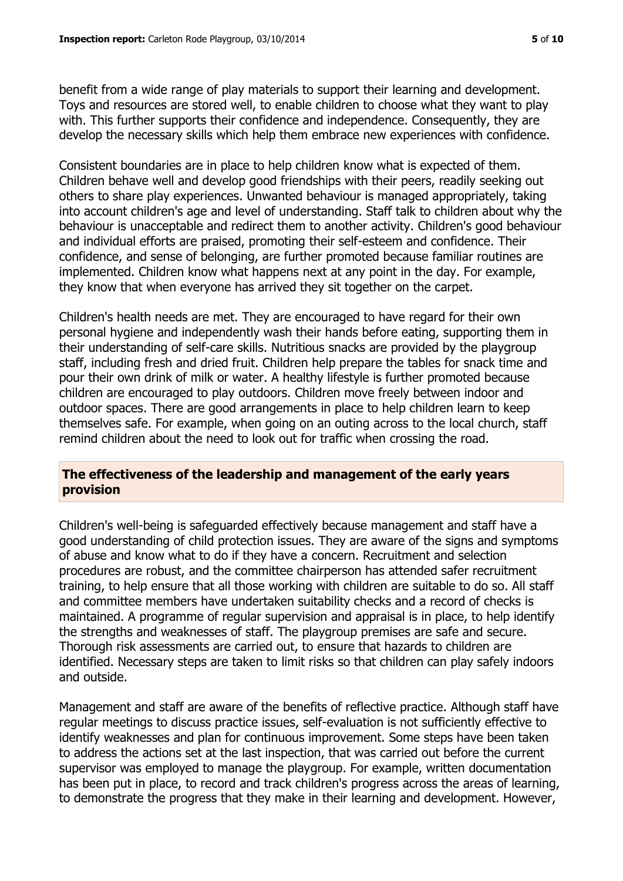benefit from a wide range of play materials to support their learning and development. Toys and resources are stored well, to enable children to choose what they want to play with. This further supports their confidence and independence. Consequently, they are develop the necessary skills which help them embrace new experiences with confidence.

Consistent boundaries are in place to help children know what is expected of them. Children behave well and develop good friendships with their peers, readily seeking out others to share play experiences. Unwanted behaviour is managed appropriately, taking into account children's age and level of understanding. Staff talk to children about why the behaviour is unacceptable and redirect them to another activity. Children's good behaviour and individual efforts are praised, promoting their self-esteem and confidence. Their confidence, and sense of belonging, are further promoted because familiar routines are implemented. Children know what happens next at any point in the day. For example, they know that when everyone has arrived they sit together on the carpet.

Children's health needs are met. They are encouraged to have regard for their own personal hygiene and independently wash their hands before eating, supporting them in their understanding of self-care skills. Nutritious snacks are provided by the playgroup staff, including fresh and dried fruit. Children help prepare the tables for snack time and pour their own drink of milk or water. A healthy lifestyle is further promoted because children are encouraged to play outdoors. Children move freely between indoor and outdoor spaces. There are good arrangements in place to help children learn to keep themselves safe. For example, when going on an outing across to the local church, staff remind children about the need to look out for traffic when crossing the road.

## The effectiveness of the leadership and management of the early years provision

Children's well-being is safeguarded effectively because management and staff have a good understanding of child protection issues. They are aware of the signs and symptoms of abuse and know what to do if they have a concern. Recruitment and selection procedures are robust, and the committee chairperson has attended safer recruitment training, to help ensure that all those working with children are suitable to do so. All staff and committee members have undertaken suitability checks and a record of checks is maintained. A programme of regular supervision and appraisal is in place, to help identify the strengths and weaknesses of staff. The playgroup premises are safe and secure. Thorough risk assessments are carried out, to ensure that hazards to children are identified. Necessary steps are taken to limit risks so that children can play safely indoors and outside.

Management and staff are aware of the benefits of reflective practice. Although staff have regular meetings to discuss practice issues, self-evaluation is not sufficiently effective to identify weaknesses and plan for continuous improvement. Some steps have been taken to address the actions set at the last inspection, that was carried out before the current supervisor was employed to manage the playgroup. For example, written documentation has been put in place, to record and track children's progress across the areas of learning, to demonstrate the progress that they make in their learning and development. However,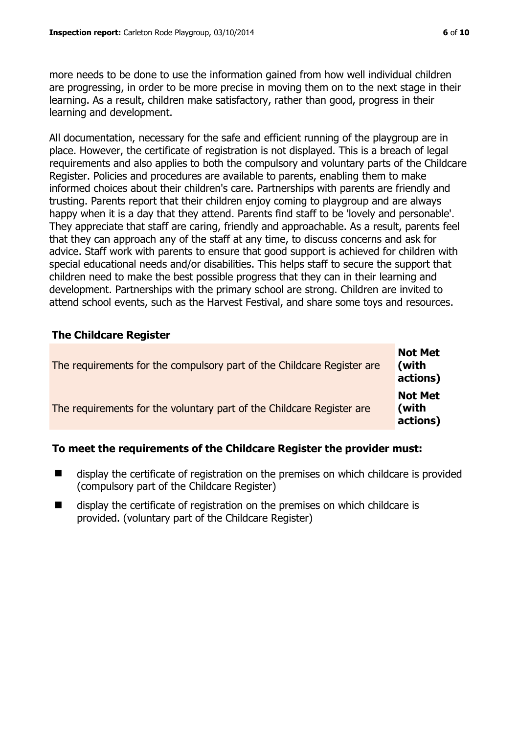more needs to be done to use the information gained from how well individual children are progressing, in order to be more precise in moving them on to the next stage in their learning. As a result, children make satisfactory, rather than good, progress in their learning and development.

All documentation, necessary for the safe and efficient running of the playgroup are in place. However, the certificate of registration is not displayed. This is a breach of legal requirements and also applies to both the compulsory and voluntary parts of the Childcare Register. Policies and procedures are available to parents, enabling them to make informed choices about their children's care. Partnerships with parents are friendly and trusting. Parents report that their children enjoy coming to playgroup and are always happy when it is a day that they attend. Parents find staff to be 'lovely and personable'. They appreciate that staff are caring, friendly and approachable. As a result, parents feel that they can approach any of the staff at any time, to discuss concerns and ask for advice. Staff work with parents to ensure that good support is achieved for children with special educational needs and/or disabilities. This helps staff to secure the support that children need to make the best possible progress that they can in their learning and development. Partnerships with the primary school are strong. Children are invited to attend school events, such as the Harvest Festival, and share some toys and resources.

## The Childcare Register

| | |
|---|---|
| The requirements for the compulsory part of the Childcare Register are | **Not Met (with actions)** |
| The requirements for the voluntary part of the Childcare Register are | **Not Met (with actions)** |

### To meet the requirements of the Childcare Register the provider must:

- display the certificate of registration on the premises on which childcare is provided (compulsory part of the Childcare Register)
- display the certificate of registration on the premises on which childcare is provided. (voluntary part of the Childcare Register)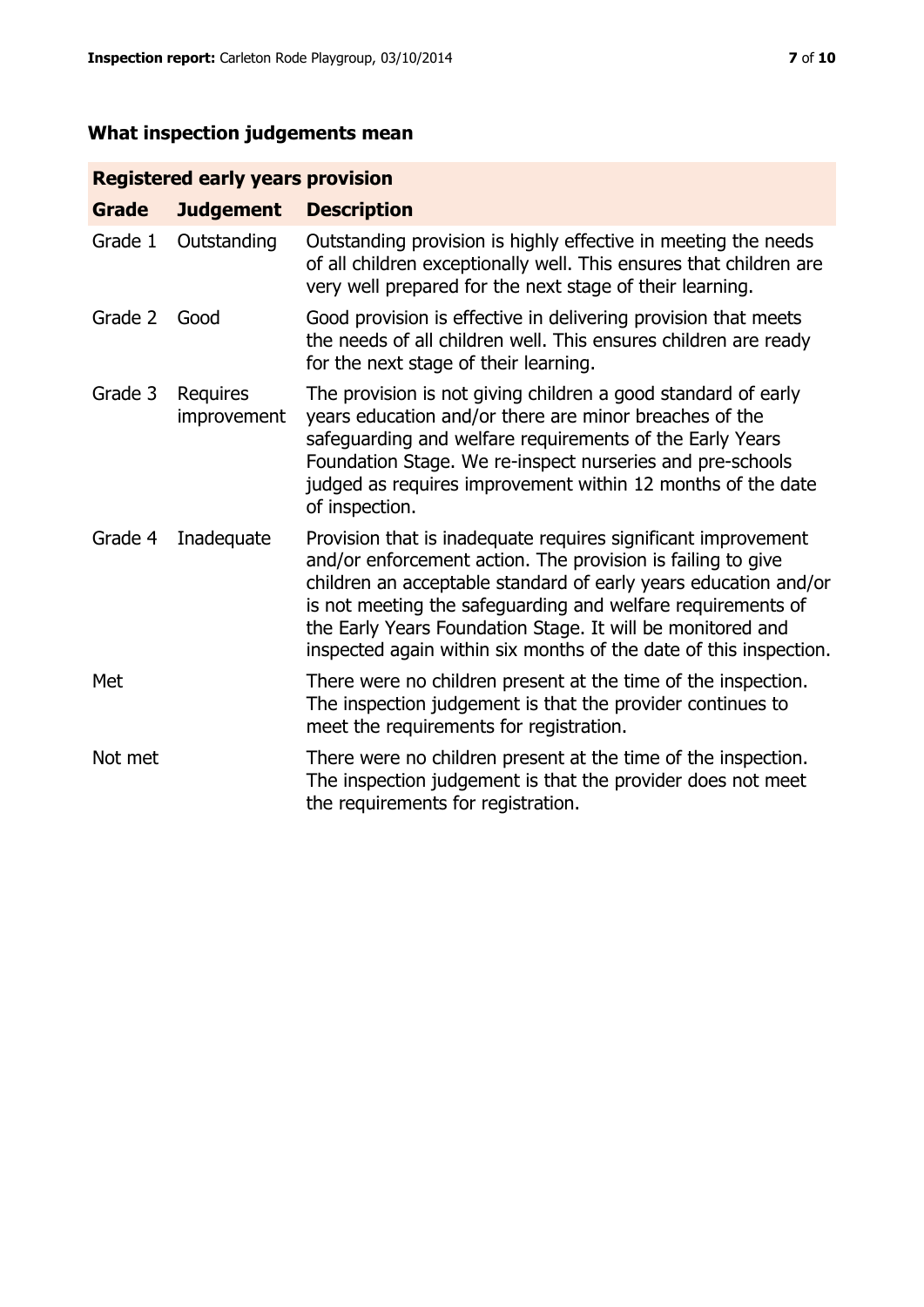## What inspection judgements mean

| Registered early years provision | | |
|---|---|---|
| **Grade** | **Judgement** | **Description** |
| Grade 1 | Outstanding | Outstanding provision is highly effective in meeting the needs of all children exceptionally well. This ensures that children are very well prepared for the next stage of their learning. |
| Grade 2 | Good | Good provision is effective in delivering provision that meets the needs of all children well. This ensures children are ready for the next stage of their learning. |
| Grade 3 | Requires improvement | The provision is not giving children a good standard of early years education and/or there are minor breaches of the safeguarding and welfare requirements of the Early Years Foundation Stage. We re-inspect nurseries and pre-schools judged as requires improvement within 12 months of the date of inspection. |
| Grade 4 | Inadequate | Provision that is inadequate requires significant improvement and/or enforcement action. The provision is failing to give children an acceptable standard of early years education and/or is not meeting the safeguarding and welfare requirements of the Early Years Foundation Stage. It will be monitored and inspected again within six months of the date of this inspection. |
| Met | | There were no children present at the time of the inspection. The inspection judgement is that the provider continues to meet the requirements for registration. |
| Not met | | There were no children present at the time of the inspection. The inspection judgement is that the provider does not meet the requirements for registration. |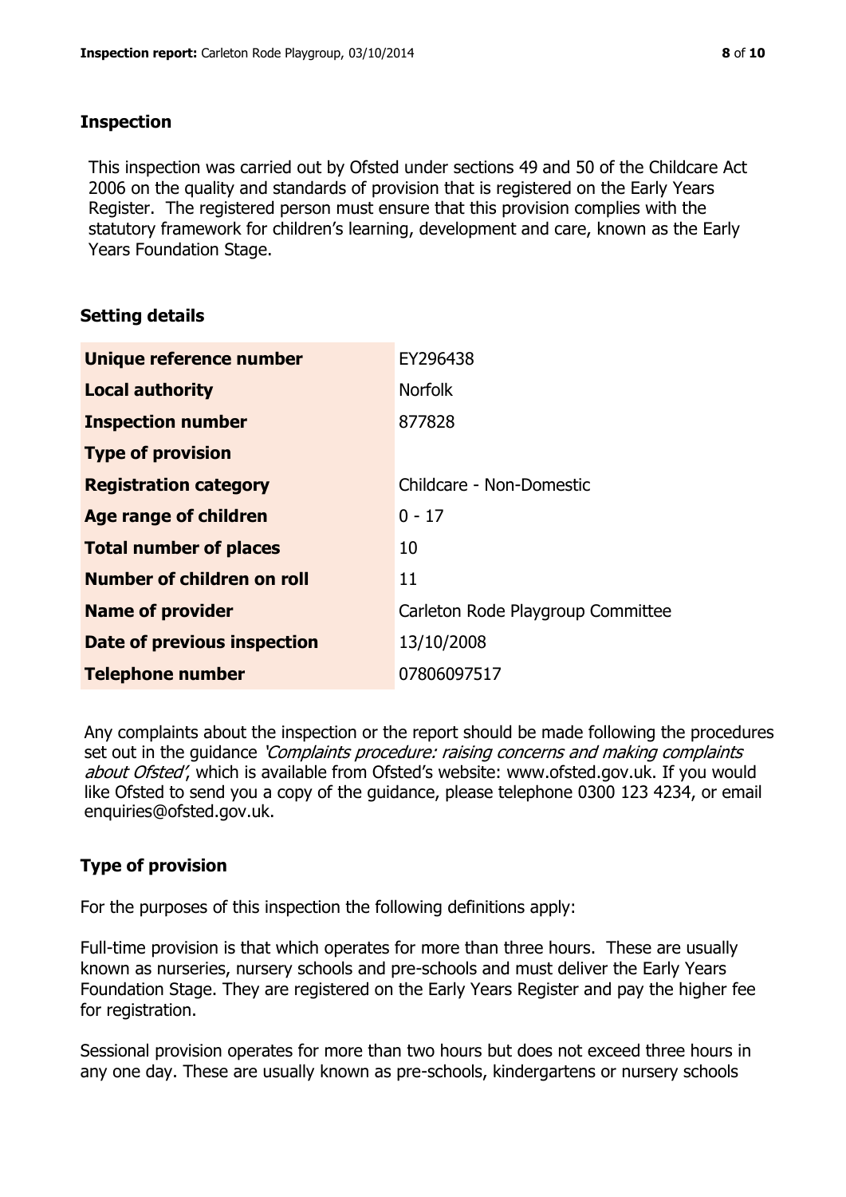## Inspection

This inspection was carried out by Ofsted under sections 49 and 50 of the Childcare Act 2006 on the quality and standards of provision that is registered on the Early Years Register. The registered person must ensure that this provision complies with the statutory framework for children's learning, development and care, known as the Early Years Foundation Stage.

## Setting details

| | |
|---|---|
| **Unique reference number** | EY296438 |
| **Local authority** | Norfolk |
| **Inspection number** | 877828 |
| **Type of provision** | |
| **Registration category** | Childcare - Non-Domestic |
| **Age range of children** | 0 - 17 |
| **Total number of places** | 10 |
| **Number of children on roll** | 11 |
| **Name of provider** | Carleton Rode Playgroup Committee |
| **Date of previous inspection** | 13/10/2008 |
| **Telephone number** | 07806097517 |

Any complaints about the inspection or the report should be made following the procedures set out in the guidance *'Complaints procedure: raising concerns and making complaints about Ofsted'*, which is available from Ofsted's website: www.ofsted.gov.uk. If you would like Ofsted to send you a copy of the guidance, please telephone 0300 123 4234, or email enquiries@ofsted.gov.uk.

## Type of provision

For the purposes of this inspection the following definitions apply:

Full-time provision is that which operates for more than three hours. These are usually known as nurseries, nursery schools and pre-schools and must deliver the Early Years Foundation Stage. They are registered on the Early Years Register and pay the higher fee for registration.

Sessional provision operates for more than two hours but does not exceed three hours in any one day. These are usually known as pre-schools, kindergartens or nursery schools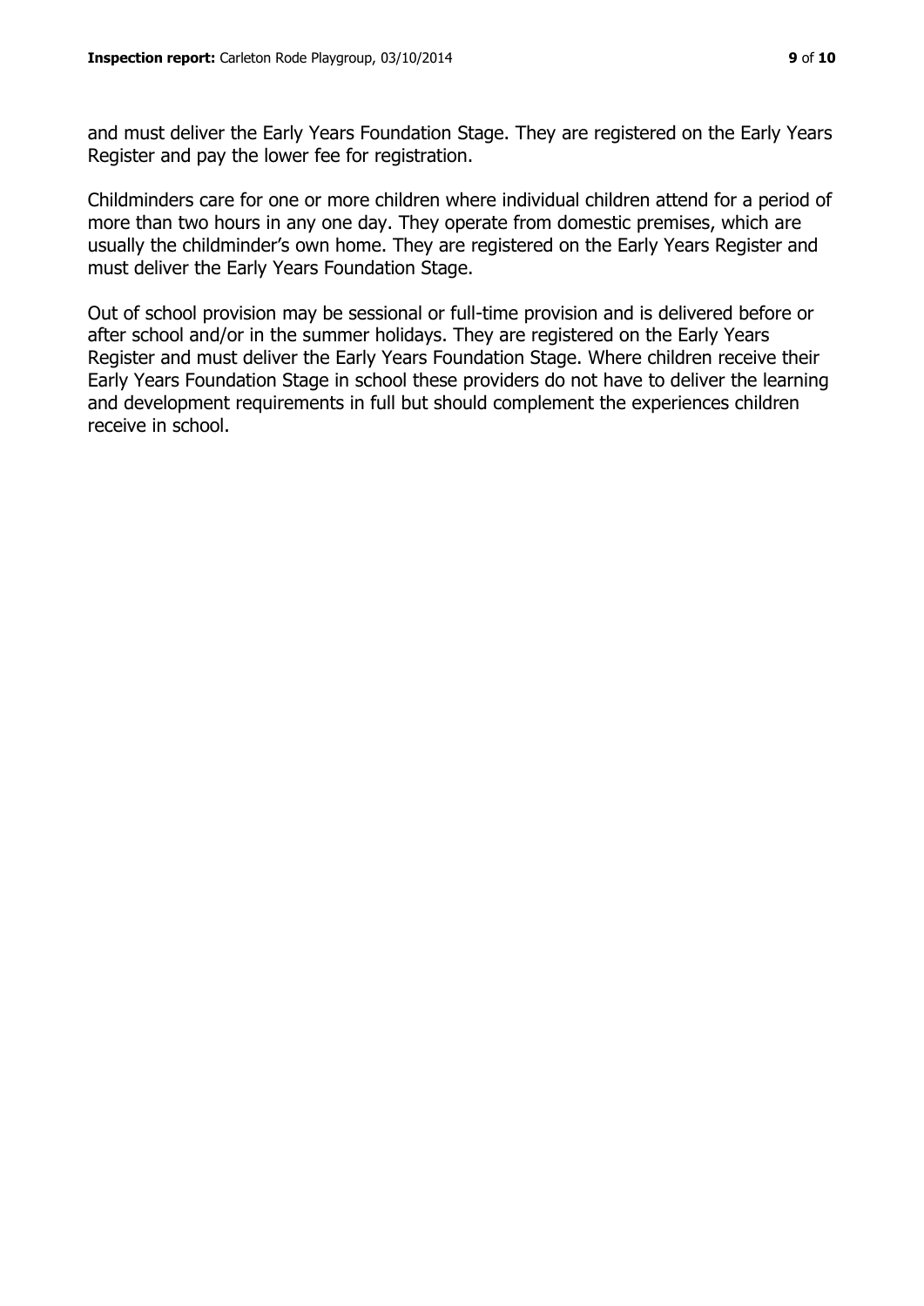and must deliver the Early Years Foundation Stage. They are registered on the Early Years Register and pay the lower fee for registration.

Childminders care for one or more children where individual children attend for a period of more than two hours in any one day. They operate from domestic premises, which are usually the childminder's own home. They are registered on the Early Years Register and must deliver the Early Years Foundation Stage.

Out of school provision may be sessional or full-time provision and is delivered before or after school and/or in the summer holidays. They are registered on the Early Years Register and must deliver the Early Years Foundation Stage. Where children receive their Early Years Foundation Stage in school these providers do not have to deliver the learning and development requirements in full but should complement the experiences children receive in school.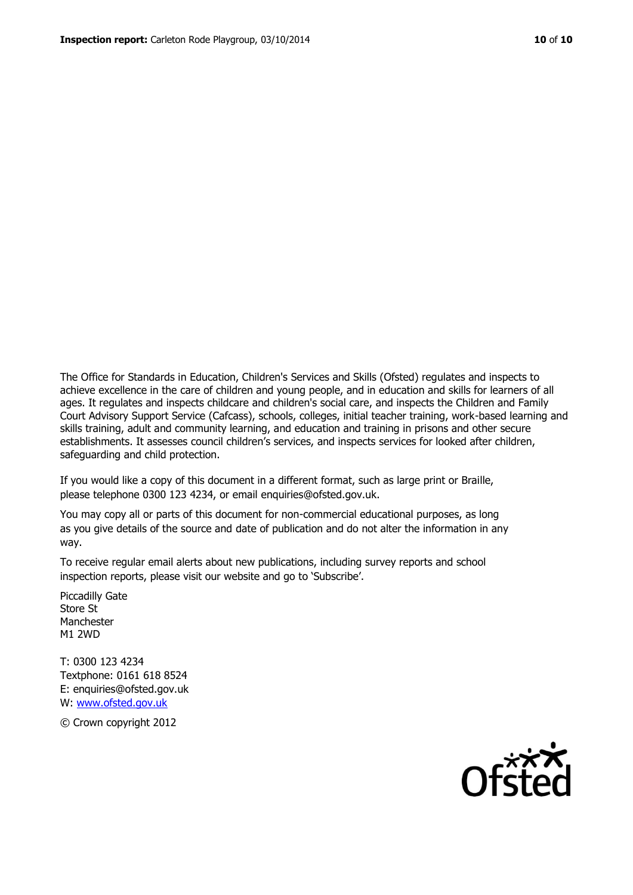The Office for Standards in Education, Children's Services and Skills (Ofsted) regulates and inspects to achieve excellence in the care of children and young people, and in education and skills for learners of all ages. It regulates and inspects childcare and children's social care, and inspects the Children and Family Court Advisory Support Service (Cafcass), schools, colleges, initial teacher training, work-based learning and skills training, adult and community learning, and education and training in prisons and other secure establishments. It assesses council children's services, and inspects services for looked after children, safeguarding and child protection.

If you would like a copy of this document in a different format, such as large print or Braille, please telephone 0300 123 4234, or email enquiries@ofsted.gov.uk.

You may copy all or parts of this document for non-commercial educational purposes, as long as you give details of the source and date of publication and do not alter the information in any way.

To receive regular email alerts about new publications, including survey reports and school inspection reports, please visit our website and go to 'Subscribe'.

Piccadilly Gate
Store St
Manchester
M1 2WD

T: 0300 123 4234
Textphone: 0161 618 8524
E: enquiries@ofsted.gov.uk
W: www.ofsted.gov.uk

© Crown copyright 2012

Ofsted